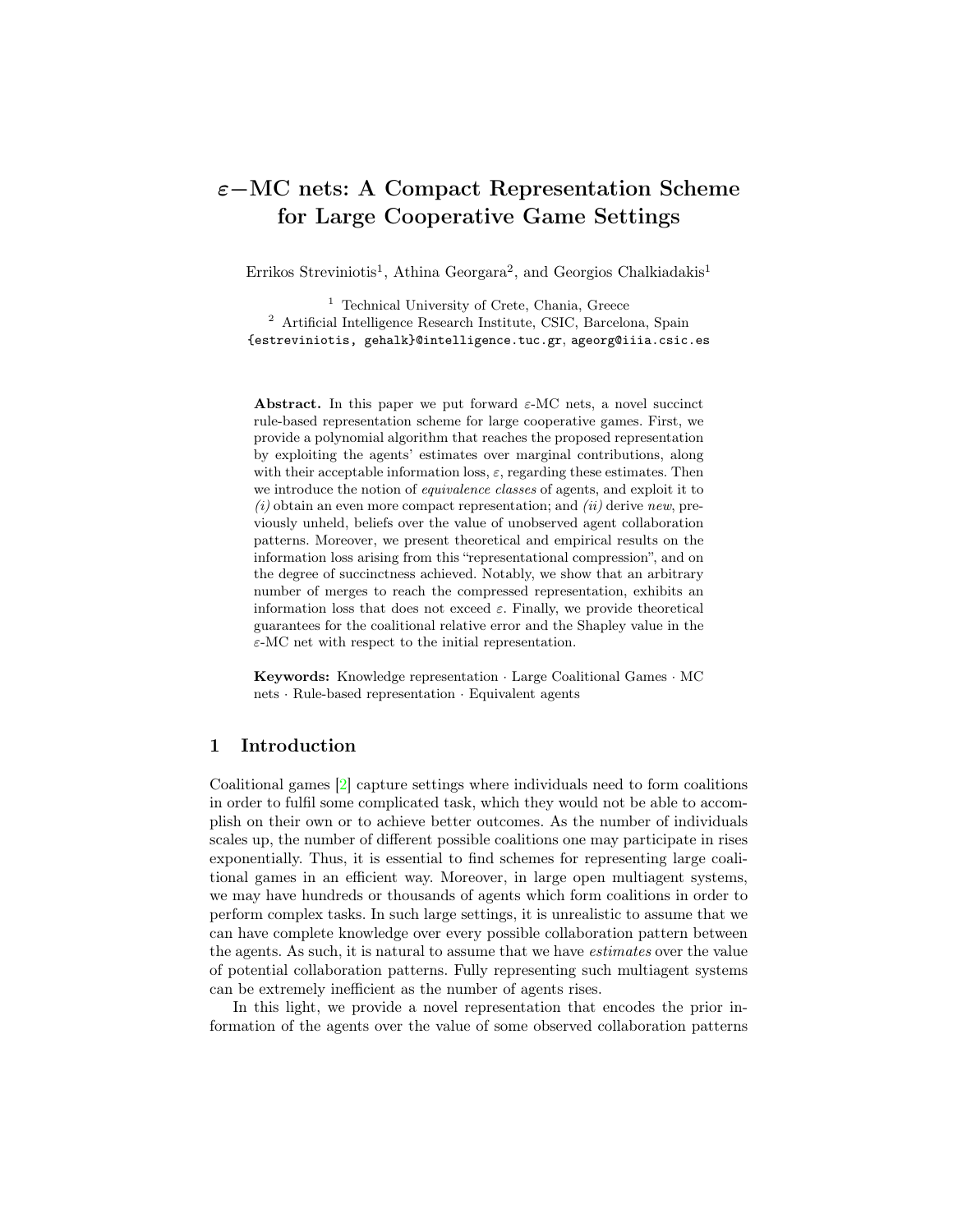# $\varepsilon-$MC nets: A Compact Representation Scheme for Large Cooperative Game Settings

Errikos Streviniotis[1], Athina Georgara[2], and Georgios Chalkiadakis[1]

[1] Technical University of Crete, Chania, Greece
[2] Artificial Intelligence Research Institute, CSIC, Barcelona, Spain
{estreviniotis, gehalk}@intelligence.tuc.gr, ageorg@iiia.csic.es

**Abstract.** In this paper we put forward $\varepsilon$-MC nets, a novel succinct rule-based representation scheme for large cooperative games. First, we provide a polynomial algorithm that reaches the proposed representation by exploiting the agents' estimates over marginal contributions, along with their acceptable information loss, $\varepsilon$, regarding these estimates. Then we introduce the notion of *equivalence classes* of agents, and exploit it to *(i)* obtain an even more compact representation; and *(ii)* derive *new*, previously unheld, beliefs over the value of unobserved agent collaboration patterns. Moreover, we present theoretical and empirical results on the information loss arising from this "representational compression", and on the degree of succinctness achieved. Notably, we show that an arbitrary number of merges to reach the compressed representation, exhibits an information loss that does not exceed $\varepsilon$. Finally, we provide theoretical guarantees for the coalitional relative error and the Shapley value in the $\varepsilon$-MC net with respect to the initial representation.

**Keywords:** Knowledge representation · Large Coalitional Games · MC nets · Rule-based representation · Equivalent agents

## 1 Introduction

Coalitional games [2] capture settings where individuals need to form coalitions in order to fulfil some complicated task, which they would not be able to accomplish on their own or to achieve better outcomes. As the number of individuals scales up, the number of different possible coalitions one may participate in rises exponentially. Thus, it is essential to find schemes for representing large coalitional games in an efficient way. Moreover, in large open multiagent systems, we may have hundreds or thousands of agents which form coalitions in order to perform complex tasks. In such large settings, it is unrealistic to assume that we can have complete knowledge over every possible collaboration pattern between the agents. As such, it is natural to assume that we have *estimates* over the value of potential collaboration patterns. Fully representing such multiagent systems can be extremely inefficient as the number of agents rises.

In this light, we provide a novel representation that encodes the prior information of the agents over the value of some observed collaboration patterns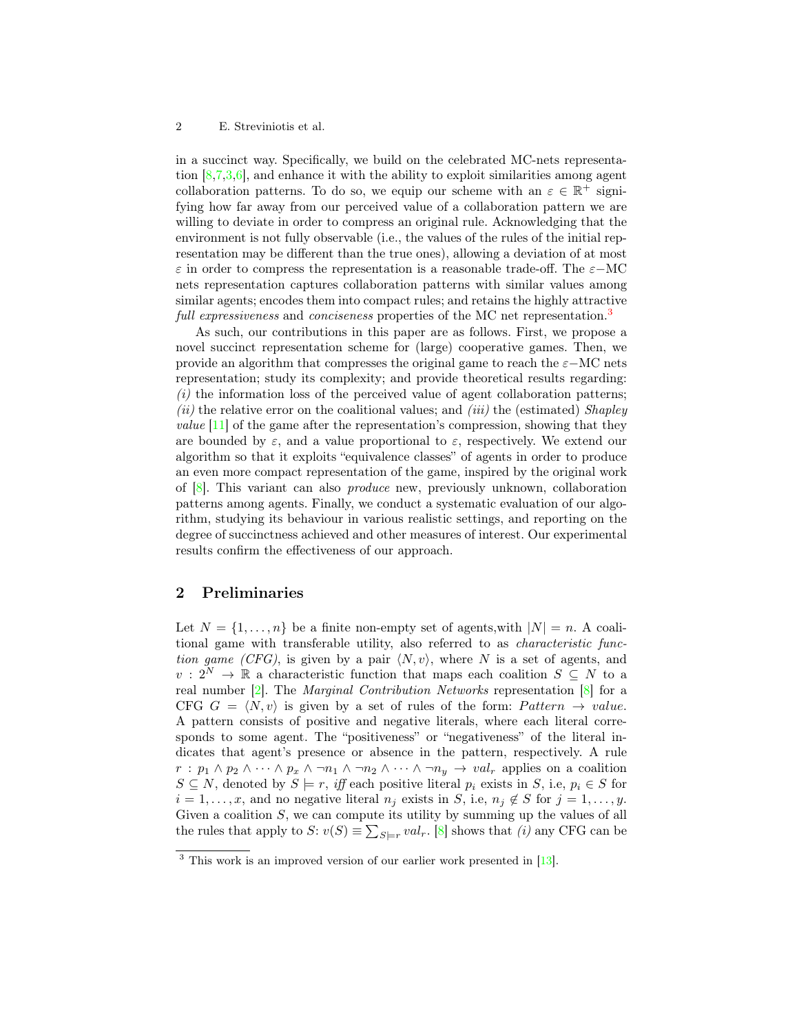in a succinct way. Specifically, we build on the celebrated MC-nets representation [8,7,3,6], and enhance it with the ability to exploit similarities among agent collaboration patterns. To do so, we equip our scheme with an $\varepsilon \in \mathbb{R}^+$ signifying how far away from our perceived value of a collaboration pattern we are willing to deviate in order to compress an original rule. Acknowledging that the environment is not fully observable (i.e., the values of the rules of the initial representation may be different than the true ones), allowing a deviation of at most $\varepsilon$ in order to compress the representation is a reasonable trade-off. The $\varepsilon-$MC nets representation captures collaboration patterns with similar values among similar agents; encodes them into compact rules; and retains the highly attractive *full expressiveness* and *conciseness* properties of the MC net representation.[3]

As such, our contributions in this paper are as follows. First, we propose a novel succinct representation scheme for (large) cooperative games. Then, we provide an algorithm that compresses the original game to reach the $\varepsilon-$MC nets representation; study its complexity; and provide theoretical results regarding: *(i)* the information loss of the perceived value of agent collaboration patterns; *(ii)* the relative error on the coalitional values; and *(iii)* the (estimated) *Shapley value* [11] of the game after the representation's compression, showing that they are bounded by $\varepsilon$, and a value proportional to $\varepsilon$, respectively. We extend our algorithm so that it exploits "equivalence classes" of agents in order to produce an even more compact representation of the game, inspired by the original work of [8]. This variant can also *produce* new, previously unknown, collaboration patterns among agents. Finally, we conduct a systematic evaluation of our algorithm, studying its behaviour in various realistic settings, and reporting on the degree of succinctness achieved and other measures of interest. Our experimental results confirm the effectiveness of our approach.

## 2 Preliminaries

Let $N = \{1, \ldots, n\}$ be a finite non-empty set of agents,with $|N| = n$. A coalitional game with transferable utility, also referred to as *characteristic function game (CFG)*, is given by a pair $\langle N, v \rangle$, where $N$ is a set of agents, and $v : 2^N \rightarrow \mathbb{R}$ a characteristic function that maps each coalition $S \subseteq N$ to a real number [2]. The *Marginal Contribution Networks* representation [8] for a CFG $G = \langle N, v \rangle$ is given by a set of rules of the form: *Pattern* $\rightarrow$ *value*. A pattern consists of positive and negative literals, where each literal corresponds to some agent. The "positiveness" or "negativeness" of the literal indicates that agent's presence or absence in the pattern, respectively. A rule $r : p_1 \wedge p_2 \wedge \cdots \wedge p_x \wedge \neg n_1 \wedge \neg n_2 \wedge \cdots \wedge \neg n_y \rightarrow val_r$ applies on a coalition $S \subseteq N$, denoted by $S \models r$, *iff* each positive literal $p_i$ exists in $S$, i.e, $p_i \in S$ for $i = 1, \ldots, x$, and no negative literal $n_j$ exists in $S$, i.e, $n_j \notin S$ for $j = 1, \ldots, y$. Given a coalition $S$, we can compute its utility by summing up the values of all the rules that apply to $S$: $v(S) \equiv \sum_{S \models r} val_r$. [8] shows that *(i)* any CFG can be

[3] This work is an improved version of our earlier work presented in [13].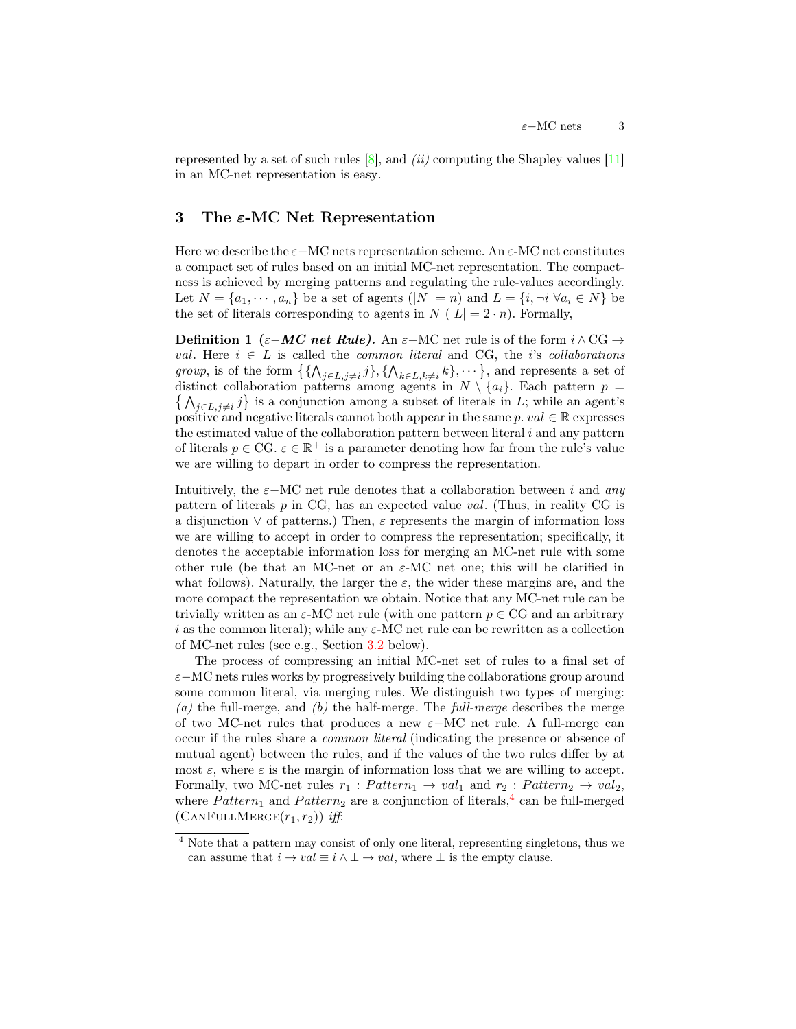represented by a set of such rules [8], and *(ii)* computing the Shapley values [11] in an MC-net representation is easy.

## 3 The $\varepsilon$-MC Net Representation

Here we describe the $\varepsilon-$MC nets representation scheme. An $\varepsilon$-MC net constitutes a compact set of rules based on an initial MC-net representation. The compactness is achieved by merging patterns and regulating the rule-values accordingly. Let $N = \{a_1, \cdots, a_n\}$ be a set of agents ($|N| = n$) and $L = \{i, \neg i \ \forall a_i \in N\}$ be the set of literals corresponding to agents in $N$ ($|L| = 2 \cdot n$). Formally,

**Definition 1** ***($\varepsilon-$MC net Rule).*** An $\varepsilon-$MC net rule is of the form $i \wedge \text{CG} \rightarrow val$. Here $i \in L$ is called the *common literal* and CG, the $i$'s *collaborations group*, is of the form $\left\{\{\bigwedge_{j \in L, j \neq i} j\}, \{\bigwedge_{k \in L, k \neq i} k\}, \cdots\right\}$, and represents a set of distinct collaboration patterns among agents in $N \setminus \{a_i\}$. Each pattern $p = \left\{\bigwedge_{j \in L, j \neq i} j\right\}$ is a conjunction among a subset of literals in $L$; while an agent's positive and negative literals cannot both appear in the same $p$. $val \in \mathbb{R}$ expresses the estimated value of the collaboration pattern between literal $i$ and any pattern of literals $p \in \text{CG}$. $\varepsilon \in \mathbb{R}^+$ is a parameter denoting how far from the rule's value we are willing to depart in order to compress the representation.

Intuitively, the $\varepsilon-$MC net rule denotes that a collaboration between $i$ and *any* pattern of literals $p$ in CG, has an expected value $val$. (Thus, in reality CG is a disjunction $\vee$ of patterns.) Then, $\varepsilon$ represents the margin of information loss we are willing to accept in order to compress the representation; specifically, it denotes the acceptable information loss for merging an MC-net rule with some other rule (be that an MC-net or an $\varepsilon$-MC net one; this will be clarified in what follows). Naturally, the larger the $\varepsilon$, the wider these margins are, and the more compact the representation we obtain. Notice that any MC-net rule can be trivially written as an $\varepsilon$-MC net rule (with one pattern $p \in \text{CG}$ and an arbitrary $i$ as the common literal); while any $\varepsilon$-MC net rule can be rewritten as a collection of MC-net rules (see e.g., Section 3.2 below).

The process of compressing an initial MC-net set of rules to a final set of $\varepsilon-$MC nets rules works by progressively building the collaborations group around some common literal, via merging rules. We distinguish two types of merging: *(a)* the full-merge, and *(b)* the half-merge. The *full-merge* describes the merge of two MC-net rules that produces a new $\varepsilon-$MC net rule. A full-merge can occur if the rules share a *common literal* (indicating the presence or absence of mutual agent) between the rules, and if the values of the two rules differ by at most $\varepsilon$, where $\varepsilon$ is the margin of information loss that we are willing to accept. Formally, two MC-net rules $r_1 : Pattern_1 \rightarrow val_1$ and $r_2 : Pattern_2 \rightarrow val_2$, where $Pattern_1$ and $Pattern_2$ are a conjunction of literals,[4] can be full-merged (CanFullMerge($r_1, r_2$)) *iff*:

[4] Note that a pattern may consist of only one literal, representing singletons, thus we can assume that $i \rightarrow val \equiv i \wedge \bot \rightarrow val$, where $\bot$ is the empty clause.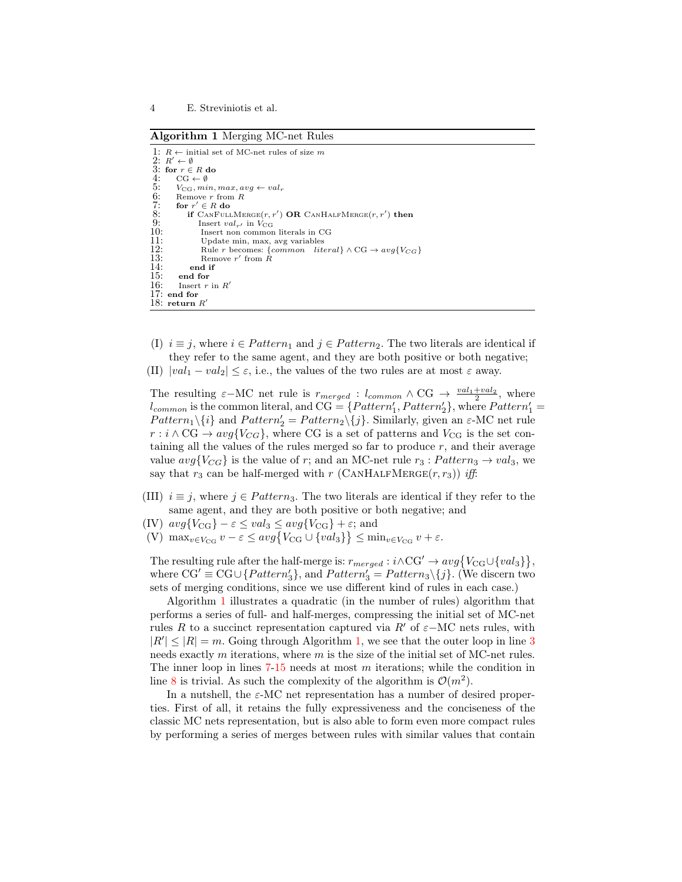**Algorithm 1** Merging MC-net Rules

```
1:  R ← initial set of MC-net rules of size m
2:  R' ← ∅
3:  for r ∈ R do
4:      CG ← ∅
5:      V_CG, min, max, avg ← val_r
6:      Remove r from R
7:      for r' ∈ R do
8:          if CanFullMerge(r, r') OR CanHalfMerge(r, r') then
9:              Insert val_r' in V_CG
10:             Insert non common literals in CG
11:             Update min, max, avg variables
12:             Rule r becomes: {common  literal} ∧ CG → avg{V_CG}
13:             Remove r' from R
14:         end if
15:     end for
16:     Insert r in R'
17: end for
18: return R'
```

(I) $i \equiv j$, where $i \in Pattern_1$ and $j \in Pattern_2$. The two literals are identical if they refer to the same agent, and they are both positive or both negative;

(II) $|val_1 - val_2| \leq \varepsilon$, i.e., the values of the two rules are at most $\varepsilon$ away.

The resulting $\varepsilon-$MC net rule is $r_{merged} : l_{common} \wedge \text{CG} \rightarrow \frac{val_1 + val_2}{2}$, where $l_{common}$ is the common literal, and $\text{CG} = \{Pattern'_1, Pattern'_2\}$, where $Pattern'_1 = Pattern_1 \backslash \{i\}$ and $Pattern'_2 = Pattern_2 \backslash \{j\}$. Similarly, given an $\varepsilon$-MC net rule $r : i \wedge \text{CG} \rightarrow avg\{V_{CG}\}$, where CG is a set of patterns and $V_{\text{CG}}$ is the set containing all the values of the rules merged so far to produce $r$, and their average value $avg\{V_{CG}\}$ is the value of $r$; and an MC-net rule $r_3 : Pattern_3 \rightarrow val_3$, we say that $r_3$ can be half-merged with $r$ (CanHalfMerge$(r, r_3)$) *iff*:

(III) $i \equiv j$, where $j \in Pattern_3$. The two literals are identical if they refer to the same agent, and they are both positive or both negative; and

(IV) $avg\{V_{\text{CG}}\} - \varepsilon \leq val_3 \leq avg\{V_{\text{CG}}\} + \varepsilon$; and

(V) $\max_{v \in V_{\text{CG}}} v - \varepsilon \leq avg\{V_{\text{CG}} \cup \{val_3\}\} \leq \min_{v \in V_{\text{CG}}} v + \varepsilon$.

The resulting rule after the half-merge is: $r_{merged} : i \wedge \text{CG}' \rightarrow avg\{V_{\text{CG}} \cup \{val_3\}\}$, where $\text{CG}' \equiv \text{CG} \cup \{Pattern'_3\}$, and $Pattern'_3 = Pattern_3 \backslash \{j\}$. (We discern two sets of merging conditions, since we use different kind of rules in each case.)

Algorithm 1 illustrates a quadratic (in the number of rules) algorithm that performs a series of full- and half-merges, compressing the initial set of MC-net rules $R$ to a succinct representation captured via $R'$ of $\varepsilon-$MC nets rules, with $|R'| \leq |R| = m$. Going through Algorithm 1, we see that the outer loop in line 3 needs exactly $m$ iterations, where $m$ is the size of the initial set of MC-net rules. The inner loop in lines 7-15 needs at most $m$ iterations; while the condition in line 8 is trivial. As such the complexity of the algorithm is $\mathcal{O}(m^2)$.

In a nutshell, the $\varepsilon$-MC net representation has a number of desired properties. First of all, it retains the fully expressiveness and the conciseness of the classic MC nets representation, but is also able to form even more compact rules by performing a series of merges between rules with similar values that contain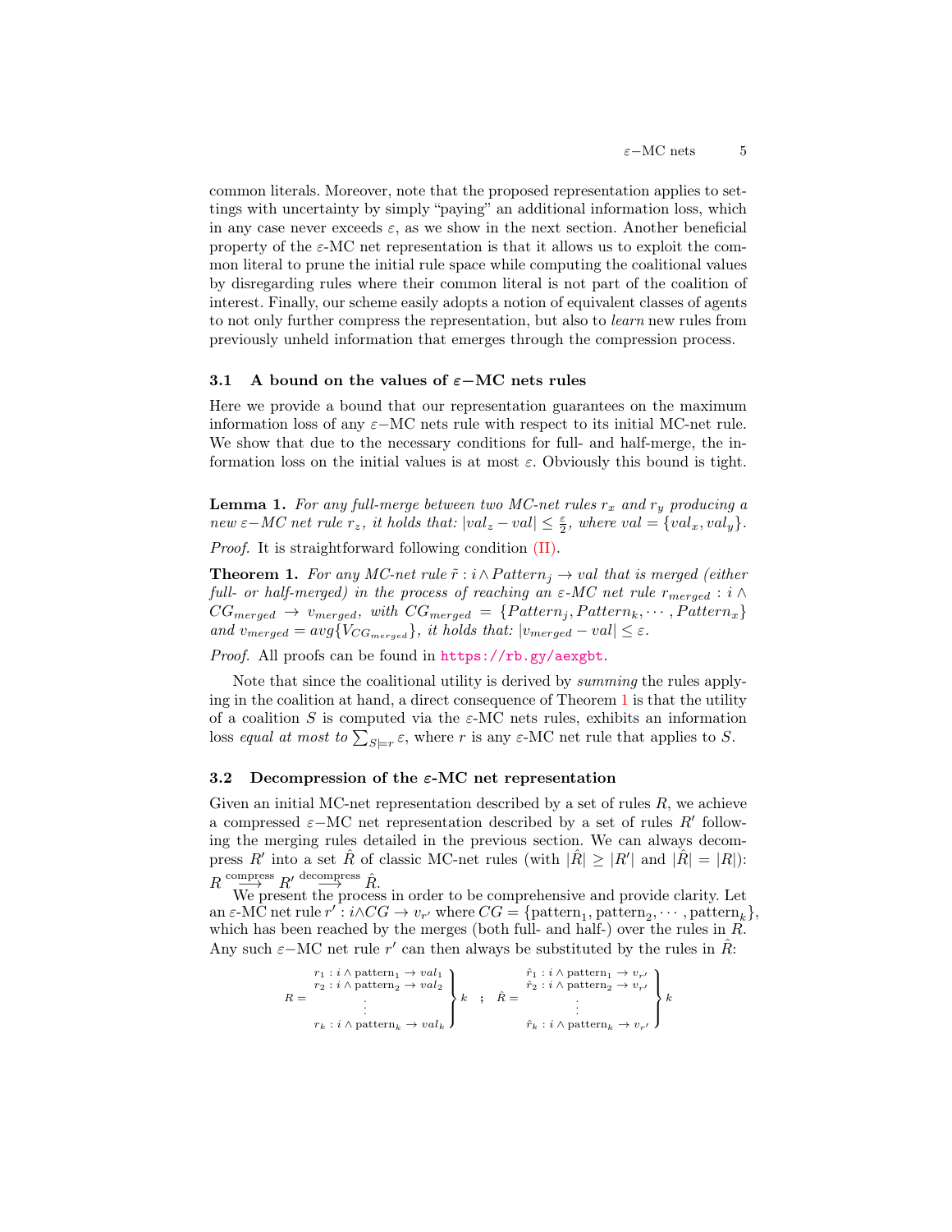common literals. Moreover, note that the proposed representation applies to settings with uncertainty by simply "paying" an additional information loss, which in any case never exceeds $\varepsilon$, as we show in the next section. Another beneficial property of the $\varepsilon$-MC net representation is that it allows us to exploit the common literal to prune the initial rule space while computing the coalitional values by disregarding rules where their common literal is not part of the coalition of interest. Finally, our scheme easily adopts a notion of equivalent classes of agents to not only further compress the representation, but also to *learn* new rules from previously unheld information that emerges through the compression process.

### 3.1 A bound on the values of $\varepsilon-$MC nets rules

Here we provide a bound that our representation guarantees on the maximum information loss of any $\varepsilon-$MC nets rule with respect to its initial MC-net rule. We show that due to the necessary conditions for full- and half-merge, the information loss on the initial values is at most $\varepsilon$. Obviously this bound is tight.

**Lemma 1.** *For any full-merge between two MC-net rules $r_x$ and $r_y$ producing a new $\varepsilon-$MC net rule $r_z$, it holds that: $|val_z - val| \leq \frac{\varepsilon}{2}$, where $val = \{val_x, val_y\}$.*

*Proof.* It is straightforward following condition (II).

**Theorem 1.** *For any MC-net rule $\tilde{r} : i \wedge Pattern_j \rightarrow val$ that is merged (either full- or half-merged) in the process of reaching an $\varepsilon$-MC net rule $r_{merged} : i \wedge CG_{merged} \rightarrow v_{merged}$, with $CG_{merged} = \{Pattern_j, Pattern_k, \cdots, Pattern_x\}$ and $v_{merged} = avg\{V_{CG_{merged}}\}$, it holds that: $|v_{merged} - val| \leq \varepsilon$.*

*Proof.* All proofs can be found in https://rb.gy/aexgbt.

Note that since the coalitional utility is derived by *summing* the rules applying in the coalition at hand, a direct consequence of Theorem 1 is that the utility of a coalition $S$ is computed via the $\varepsilon$-MC nets rules, exhibits an information loss *equal at most to* $\sum_{S \models r} \varepsilon$, where $r$ is any $\varepsilon$-MC net rule that applies to $S$.

### 3.2 Decompression of the $\varepsilon$-MC net representation

Given an initial MC-net representation described by a set of rules $R$, we achieve a compressed $\varepsilon-$MC net representation described by a set of rules $R'$ following the merging rules detailed in the previous section. We can always decompress $R'$ into a set $\hat{R}$ of classic MC-net rules (with $|\hat{R}| \geq |R'|$ and $|\hat{R}| = |R|$): $R \overset{\text{compress}}{\longrightarrow} R' \overset{\text{decompress}}{\longrightarrow} \hat{R}$.

We present the process in order to be comprehensive and provide clarity. Let an $\varepsilon$-MC net rule $r' : i \wedge CG \rightarrow v_{r'}$ where $CG = \{\text{pattern}_1, \text{pattern}_2, \cdots, \text{pattern}_k\}$, which has been reached by the merges (both full- and half-) over the rules in $R$. Any such $\varepsilon-$MC net rule $r'$ can then always be substituted by the rules in $\hat{R}$:

$$R = \left.\begin{matrix} r_1 : i \wedge \text{pattern}_1 \rightarrow val_1 \\ r_2 : i \wedge \text{pattern}_2 \rightarrow val_2 \\ \vdots \\ r_k : i \wedge \text{pattern}_k \rightarrow val_k \end{matrix}\right\} k \quad ; \quad \hat{R} = \left.\begin{matrix} \hat{r}_1 : i \wedge \text{pattern}_1 \rightarrow v_{r'} \\ \hat{r}_2 : i \wedge \text{pattern}_2 \rightarrow v_{r'} \\ \vdots \\ \hat{r}_k : i \wedge \text{pattern}_k \rightarrow v_{r'} \end{matrix}\right\} k$$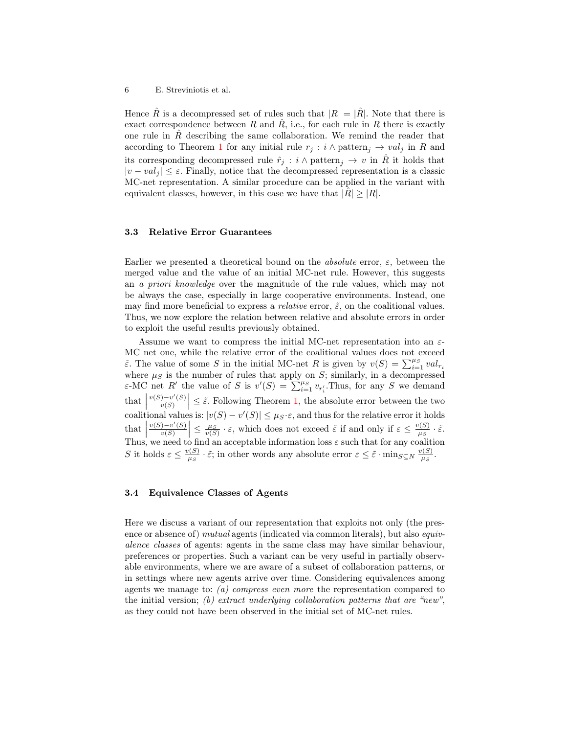Hence $\hat{R}$ is a decompressed set of rules such that $|R| = |\hat{R}|$. Note that there is exact correspondence between $R$ and $\hat{R}$, i.e., for each rule in $R$ there is exactly one rule in $\hat{R}$ describing the same collaboration. We remind the reader that according to Theorem 1 for any initial rule $r_j : i \wedge \text{pattern}_j \rightarrow val_j$ in $R$ and its corresponding decompressed rule $\hat{r}_j : i \wedge \text{pattern}_j \rightarrow v$ in $\hat{R}$ it holds that $|v - val_j| \leq \varepsilon$. Finally, notice that the decompressed representation is a classic MC-net representation. A similar procedure can be applied in the variant with equivalent classes, however, in this case we have that $|\hat{R}| \geq |R|$.

### 3.3 Relative Error Guarantees

Earlier we presented a theoretical bound on the *absolute* error, $\varepsilon$, between the merged value and the value of an initial MC-net rule. However, this suggests an *a priori knowledge* over the magnitude of the rule values, which may not be always the case, especially in large cooperative environments. Instead, one may find more beneficial to express a *relative* error, $\tilde{\varepsilon}$, on the coalitional values. Thus, we now explore the relation between relative and absolute errors in order to exploit the useful results previously obtained.

Assume we want to compress the initial MC-net representation into an $\varepsilon$-MC net one, while the relative error of the coalitional values does not exceed $\tilde{\varepsilon}$. The value of some $S$ in the initial MC-net $R$ is given by $v(S) = \sum_{i=1}^{\mu_S} val_{r_i}$ where $\mu_S$ is the number of rules that apply on $S$; similarly, in a decompressed $\varepsilon$-MC net $R'$ the value of $S$ is $v'(S) = \sum_{i=1}^{\mu_S} v_{r'_i}$. Thus, for any $S$ we demand that $\left|\frac{v(S)-v'(S)}{v(S)}\right| \leq \tilde{\varepsilon}$. Following Theorem 1, the absolute error between the two coalitional values is: $|v(S) - v'(S)| \leq \mu_S \cdot \varepsilon$, and thus for the relative error it holds that $\left|\frac{v(S)-v'(S)}{v(S)}\right| \leq \frac{\mu_S}{v(S)} \cdot \varepsilon$, which does not exceed $\tilde{\varepsilon}$ if and only if $\varepsilon \leq \frac{v(S)}{\mu_S} \cdot \tilde{\varepsilon}$. Thus, we need to find an acceptable information loss $\varepsilon$ such that for any coalition $S$ it holds $\varepsilon \leq \frac{v(S)}{\mu_S} \cdot \tilde{\varepsilon}$; in other words any absolute error $\varepsilon \leq \tilde{\varepsilon} \cdot \min_{S \subseteq N} \frac{v(S)}{\mu_S}$.

### 3.4 Equivalence Classes of Agents

Here we discuss a variant of our representation that exploits not only (the presence or absence of) *mutual* agents (indicated via common literals), but also *equivalence classes* of agents: agents in the same class may have similar behaviour, preferences or properties. Such a variant can be very useful in partially observable environments, where we are aware of a subset of collaboration patterns, or in settings where new agents arrive over time. Considering equivalences among agents we manage to: *(a) compress even more* the representation compared to the initial version; *(b) extract underlying collaboration patterns that are "new"*, as they could not have been observed in the initial set of MC-net rules.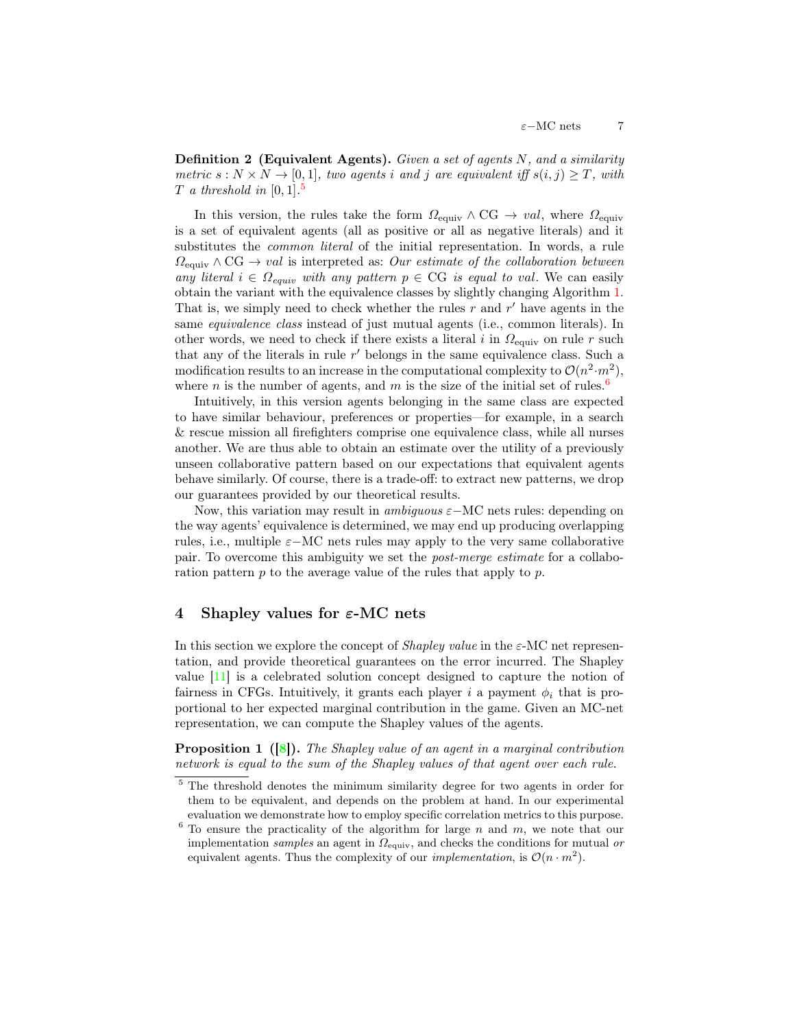**Definition 2 (Equivalent Agents).** *Given a set of agents $N$, and a similarity metric $s : N \times N \to [0,1]$, two agents $i$ and $j$ are equivalent iff $s(i,j) \geq T$, with $T$ a threshold in $[0,1]$.*[5]

In this version, the rules take the form $\Omega_{\text{equiv}} \wedge \text{CG} \to val$, where $\Omega_{\text{equiv}}$ is a set of equivalent agents (all as positive or all as negative literals) and it substitutes the *common literal* of the initial representation. In words, a rule $\Omega_{\text{equiv}} \wedge \text{CG} \to val$ is interpreted as: *Our estimate of the collaboration between any literal $i \in \Omega_{equiv}$ with any pattern $p \in \text{CG}$ is equal to $val$.* We can easily obtain the variant with the equivalence classes by slightly changing Algorithm 1. That is, we simply need to check whether the rules $r$ and $r'$ have agents in the same *equivalence class* instead of just mutual agents (i.e., common literals). In other words, we need to check if there exists a literal $i$ in $\Omega_{\text{equiv}}$ on rule $r$ such that any of the literals in rule $r'$ belongs in the same equivalence class. Such a modification results to an increase in the computational complexity to $\mathcal{O}(n^2 \cdot m^2)$, where $n$ is the number of agents, and $m$ is the size of the initial set of rules.[6]

Intuitively, in this version agents belonging in the same class are expected to have similar behaviour, preferences or properties—for example, in a search & rescue mission all firefighters comprise one equivalence class, while all nurses another. We are thus able to obtain an estimate over the utility of a previously unseen collaborative pattern based on our expectations that equivalent agents behave similarly. Of course, there is a trade-off: to extract new patterns, we drop our guarantees provided by our theoretical results.

Now, this variation may result in *ambiguous* $\varepsilon-$MC nets rules: depending on the way agents' equivalence is determined, we may end up producing overlapping rules, i.e., multiple $\varepsilon-$MC nets rules may apply to the very same collaborative pair. To overcome this ambiguity we set the *post-merge estimate* for a collaboration pattern $p$ to the average value of the rules that apply to $p$.

## 4 Shapley values for $\varepsilon$-MC nets

In this section we explore the concept of *Shapley value* in the $\varepsilon$-MC net representation, and provide theoretical guarantees on the error incurred. The Shapley value [11] is a celebrated solution concept designed to capture the notion of fairness in CFGs. Intuitively, it grants each player $i$ a payment $\phi_i$ that is proportional to her expected marginal contribution in the game. Given an MC-net representation, we can compute the Shapley values of the agents.

**Proposition 1 ([8]).** *The Shapley value of an agent in a marginal contribution network is equal to the sum of the Shapley values of that agent over each rule.*

[5] The threshold denotes the minimum similarity degree for two agents in order for them to be equivalent, and depends on the problem at hand. In our experimental evaluation we demonstrate how to employ specific correlation metrics to this purpose.

[6] To ensure the practicality of the algorithm for large $n$ and $m$, we note that our implementation *samples* an agent in $\Omega_{\text{equiv}}$, and checks the conditions for mutual *or* equivalent agents. Thus the complexity of our *implementation*, is $\mathcal{O}(n \cdot m^2)$.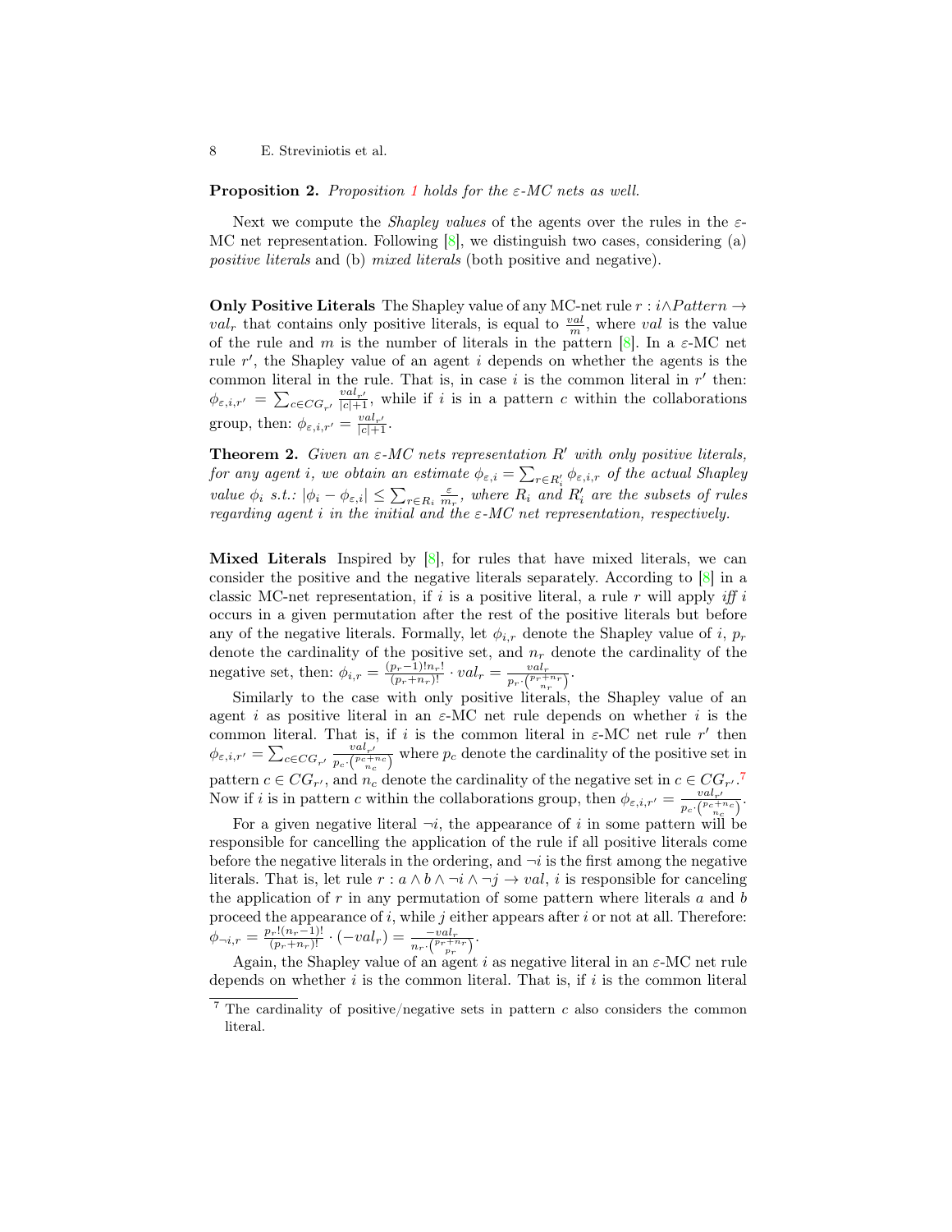**Proposition 2.** *Proposition 1 holds for the $\varepsilon$-MC nets as well.*

Next we compute the *Shapley values* of the agents over the rules in the $\varepsilon$-MC net representation. Following [8], we distinguish two cases, considering (a) *positive literals* and (b) *mixed literals* (both positive and negative).

**Only Positive Literals** The Shapley value of any MC-net rule $r : i \wedge Pattern \rightarrow val_r$ that contains only positive literals, is equal to $\frac{val}{m}$, where $val$ is the value of the rule and $m$ is the number of literals in the pattern [8]. In a $\varepsilon$-MC net rule $r'$, the Shapley value of an agent $i$ depends on whether the agents is the common literal in the rule. That is, in case $i$ is the common literal in $r'$ then: $\phi_{\varepsilon,i,r'} = \sum_{c \in CG_{r'}} \frac{val_{r'}}{|c|+1}$, while if $i$ is in a pattern $c$ within the collaborations group, then: $\phi_{\varepsilon,i,r'} = \frac{val_{r'}}{|c|+1}$.

**Theorem 2.** *Given an $\varepsilon$-MC nets representation $R'$ with only positive literals, for any agent $i$, we obtain an estimate $\phi_{\varepsilon,i} = \sum_{r \in R'_i} \phi_{\varepsilon,i,r}$ of the actual Shapley value $\phi_i$ s.t.: $|\phi_i - \phi_{\varepsilon,i}| \leq \sum_{r \in R_i} \frac{\varepsilon}{m_r}$, where $R_i$ and $R'_i$ are the subsets of rules regarding agent $i$ in the initial and the $\varepsilon$-MC net representation, respectively.*

**Mixed Literals** Inspired by [8], for rules that have mixed literals, we can consider the positive and the negative literals separately. According to [8] in a classic MC-net representation, if $i$ is a positive literal, a rule $r$ will apply *iff* $i$ occurs in a given permutation after the rest of the positive literals but before any of the negative literals. Formally, let $\phi_{i,r}$ denote the Shapley value of $i$, $p_r$ denote the cardinality of the positive set, and $n_r$ denote the cardinality of the negative set, then: $\phi_{i,r} = \frac{(p_r-1)!n_r!}{(p_r+n_r)!} \cdot val_r = \frac{val_r}{p_r \cdot \binom{p_r+n_r}{n_r}}$.

Similarly to the case with only positive literals, the Shapley value of an agent $i$ as positive literal in an $\varepsilon$-MC net rule depends on whether $i$ is the common literal. That is, if $i$ is the common literal in $\varepsilon$-MC net rule $r'$ then $\phi_{\varepsilon,i,r'} = \sum_{c \in CG_{r'}} \frac{val_{r'}}{p_c \cdot \binom{p_c+n_c}{n_c}}$ where $p_c$ denote the cardinality of the positive set in pattern $c \in CG_{r'}$, and $n_c$ denote the cardinality of the negative set in $c \in CG_{r'}$.[7] Now if $i$ is in pattern $c$ within the collaborations group, then $\phi_{\varepsilon,i,r'} = \frac{val_{r'}}{p_c \cdot \binom{p_c+n_c}{n_c}}$.

For a given negative literal $\neg i$, the appearance of $i$ in some pattern will be responsible for cancelling the application of the rule if all positive literals come before the negative literals in the ordering, and $\neg i$ is the first among the negative literals. That is, let rule $r : a \wedge b \wedge \neg i \wedge \neg j \rightarrow val$, $i$ is responsible for canceling the application of $r$ in any permutation of some pattern where literals $a$ and $b$ proceed the appearance of $i$, while $j$ either appears after $i$ or not at all. Therefore: $\phi_{\neg i,r} = \frac{p_r!(n_r-1)!}{(p_r+n_r)!} \cdot (-val_r) = \frac{-val_r}{n_r \cdot \binom{p_r+n_r}{p_r}}$.

Again, the Shapley value of an agent $i$ as negative literal in an $\varepsilon$-MC net rule depends on whether $i$ is the common literal. That is, if $i$ is the common literal

[7] The cardinality of positive/negative sets in pattern $c$ also considers the common literal.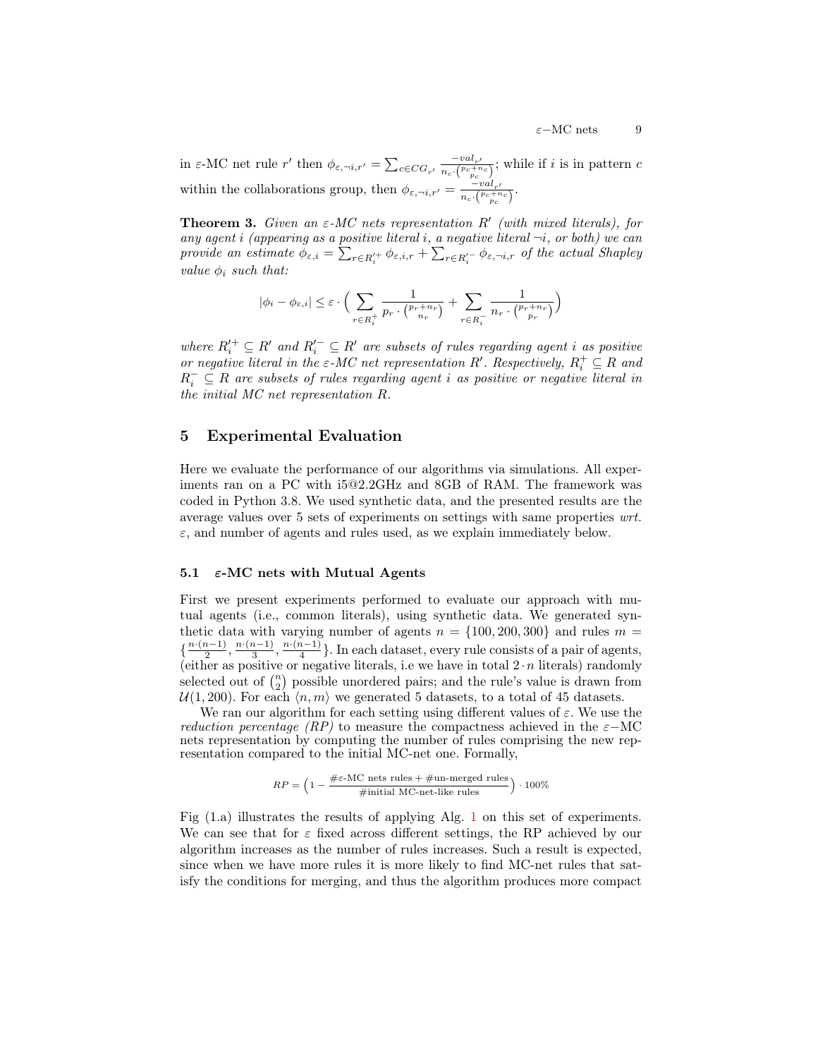in $\varepsilon$-MC net rule $r'$ then $\phi_{\varepsilon,\neg i,r'} = \sum_{c \in CG_{r'}} \frac{-val_{r'}}{n_c \cdot \binom{p_c+n_c}{p_c}}$; while if $i$ is in pattern $c$ within the collaborations group, then $\phi_{\varepsilon,\neg i,r'} = \frac{-val_{r'}}{n_c \cdot \binom{p_c+n_c}{p_c}}$.

**Theorem 3.** *Given an $\varepsilon$-MC nets representation $R'$ (with mixed literals), for any agent $i$ (appearing as a positive literal $i$, a negative literal $\neg i$, or both) we can provide an estimate $\phi_{\varepsilon,i} = \sum_{r \in R_i'^{+}} \phi_{\varepsilon,i,r} + \sum_{r \in R_i'^{-}} \phi_{\varepsilon,\neg i,r}$ of the actual Shapley value $\phi_i$ such that:*

$$|\phi_i - \phi_{\varepsilon,i}| \leq \varepsilon \cdot \Big( \sum_{r \in R_i^{+}} \frac{1}{p_r \cdot \binom{p_r+n_r}{n_r}} + \sum_{r \in R_i^{-}} \frac{1}{n_r \cdot \binom{p_r+n_r}{p_r}} \Big)$$

*where $R_i'^{+} \subseteq R'$ and $R_i'^{-} \subseteq R'$ are subsets of rules regarding agent $i$ as positive or negative literal in the $\varepsilon$-MC net representation $R'$. Respectively, $R_i^{+} \subseteq R$ and $R_i^{-} \subseteq R$ are subsets of rules regarding agent $i$ as positive or negative literal in the initial MC net representation $R$.*

## 5 Experimental Evaluation

Here we evaluate the performance of our algorithms via simulations. All experiments ran on a PC with i5@2.2GHz and 8GB of RAM. The framework was coded in Python 3.8. We used synthetic data, and the presented results are the average values over 5 sets of experiments on settings with same properties *wrt.* $\varepsilon$, and number of agents and rules used, as we explain immediately below.

### 5.1 $\varepsilon$-MC nets with Mutual Agents

First we present experiments performed to evaluate our approach with mutual agents (i.e., common literals), using synthetic data. We generated synthetic data with varying number of agents $n = \{100, 200, 300\}$ and rules $m = \{\frac{n \cdot (n-1)}{2}, \frac{n \cdot (n-1)}{3}, \frac{n \cdot (n-1)}{4}\}$. In each dataset, every rule consists of a pair of agents, (either as positive or negative literals, i.e we have in total $2 \cdot n$ literals) randomly selected out of $\binom{n}{2}$ possible unordered pairs; and the rule's value is drawn from $\mathcal{U}(1, 200)$. For each $\langle n, m \rangle$ we generated 5 datasets, to a total of 45 datasets.

We ran our algorithm for each setting using different values of $\varepsilon$. We use the *reduction percentage (RP)* to measure the compactness achieved in the $\varepsilon$−MC nets representation by computing the number of rules comprising the new representation compared to the initial MC-net one. Formally,

$$RP = \Big(1 - \frac{\#\varepsilon\text{-MC nets rules} + \#\text{un-merged rules}}{\#\text{initial MC-net-like rules}}\Big) \cdot 100\%$$

Fig (1.a) illustrates the results of applying Alg. 1 on this set of experiments. We can see that for $\varepsilon$ fixed across different settings, the RP achieved by our algorithm increases as the number of rules increases. Such a result is expected, since when we have more rules it is more likely to find MC-net rules that satisfy the conditions for merging, and thus the algorithm produces more compact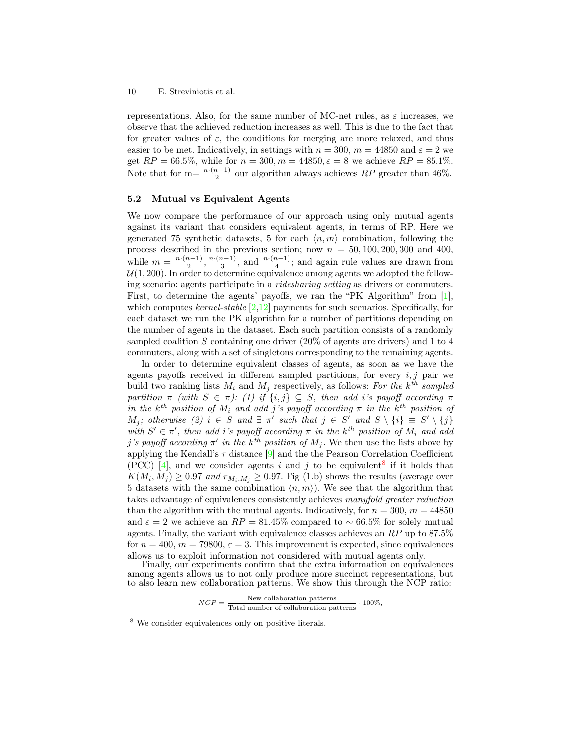representations. Also, for the same number of MC-net rules, as $\varepsilon$ increases, we observe that the achieved reduction increases as well. This is due to the fact that for greater values of $\varepsilon$, the conditions for merging are more relaxed, and thus easier to be met. Indicatively, in settings with $n = 300$, $m = 44850$ and $\varepsilon = 2$ we get $RP = 66.5\%$, while for $n = 300, m = 44850, \varepsilon = 8$ we achieve $RP = 85.1\%$. Note that for m$= \frac{n\cdot(n-1)}{2}$ our algorithm always achieves $RP$ greater than 46%.

### 5.2 Mutual vs Equivalent Agents

We now compare the performance of our approach using only mutual agents against its variant that considers equivalent agents, in terms of RP. Here we generated 75 synthetic datasets, 5 for each $\langle n, m\rangle$ combination, following the process described in the previous section; now $n = 50, 100, 200, 300$ and 400, while $m = \frac{n\cdot(n-1)}{2}, \frac{n\cdot(n-1)}{3}$, and $\frac{n\cdot(n-1)}{4}$; and again rule values are drawn from $\mathcal{U}(1, 200)$. In order to determine equivalence among agents we adopted the following scenario: agents participate in a *ridesharing setting* as drivers or commuters. First, to determine the agents' payoffs, we ran the "PK Algorithm" from [1], which computes *kernel-stable* [2,12] payments for such scenarios. Specifically, for each dataset we run the PK algorithm for a number of partitions depending on the number of agents in the dataset. Each such partition consists of a randomly sampled coalition $S$ containing one driver (20% of agents are drivers) and 1 to 4 commuters, along with a set of singletons corresponding to the remaining agents.

In order to determine equivalent classes of agents, as soon as we have the agents payoffs received in different sampled partitions, for every $i, j$ pair we build two ranking lists $M_i$ and $M_j$ respectively, as follows: *For the $k^{th}$ sampled partition $\pi$ (with $S \in \pi$): (1) if $\{i, j\} \subseteq S$, then add i's payoff according $\pi$ in the $k^{th}$ position of $M_i$ and add j's payoff according $\pi$ in the $k^{th}$ position of $M_j$; otherwise (2) $i \in S$ and $\exists\ \pi'$ such that $j \in S'$ and $S \setminus \{i\} \equiv S' \setminus \{j\}$ with $S' \in \pi'$, then add i's payoff according $\pi$ in the $k^{th}$ position of $M_i$ and add j's payoff according $\pi'$ in the $k^{th}$ position of $M_j$.* We then use the lists above by applying the Kendall's $\tau$ distance [9] and the the Pearson Correlation Coefficient (PCC) [4], and we consider agents $i$ and $j$ to be equivalent[8] if it holds that $K(M_i, M_j) \geq 0.97$ *and* $r_{M_i,M_j} \geq 0.97$. Fig (1.b) shows the results (average over 5 datasets with the same combination $\langle n, m\rangle$). We see that the algorithm that takes advantage of equivalences consistently achieves *manyfold greater reduction* than the algorithm with the mutual agents. Indicatively, for $n = 300$, $m = 44850$ and $\varepsilon = 2$ we achieve an $RP = 81.45\%$ compared to $\sim 66.5\%$ for solely mutual agents. Finally, the variant with equivalence classes achieves an $RP$ up to 87.5% for $n = 400$, $m = 79800$, $\varepsilon = 3$. This improvement is expected, since equivalences allows us to exploit information not considered with mutual agents only.

Finally, our experiments confirm that the extra information on equivalences among agents allows us to not only produce more succinct representations, but to also learn new collaboration patterns. We show this through the NCP ratio:

$$NCP = \frac{\text{New collaboration patterns}}{\text{Total number of collaboration patterns}} \cdot 100\%,$$

[8] We consider equivalences only on positive literals.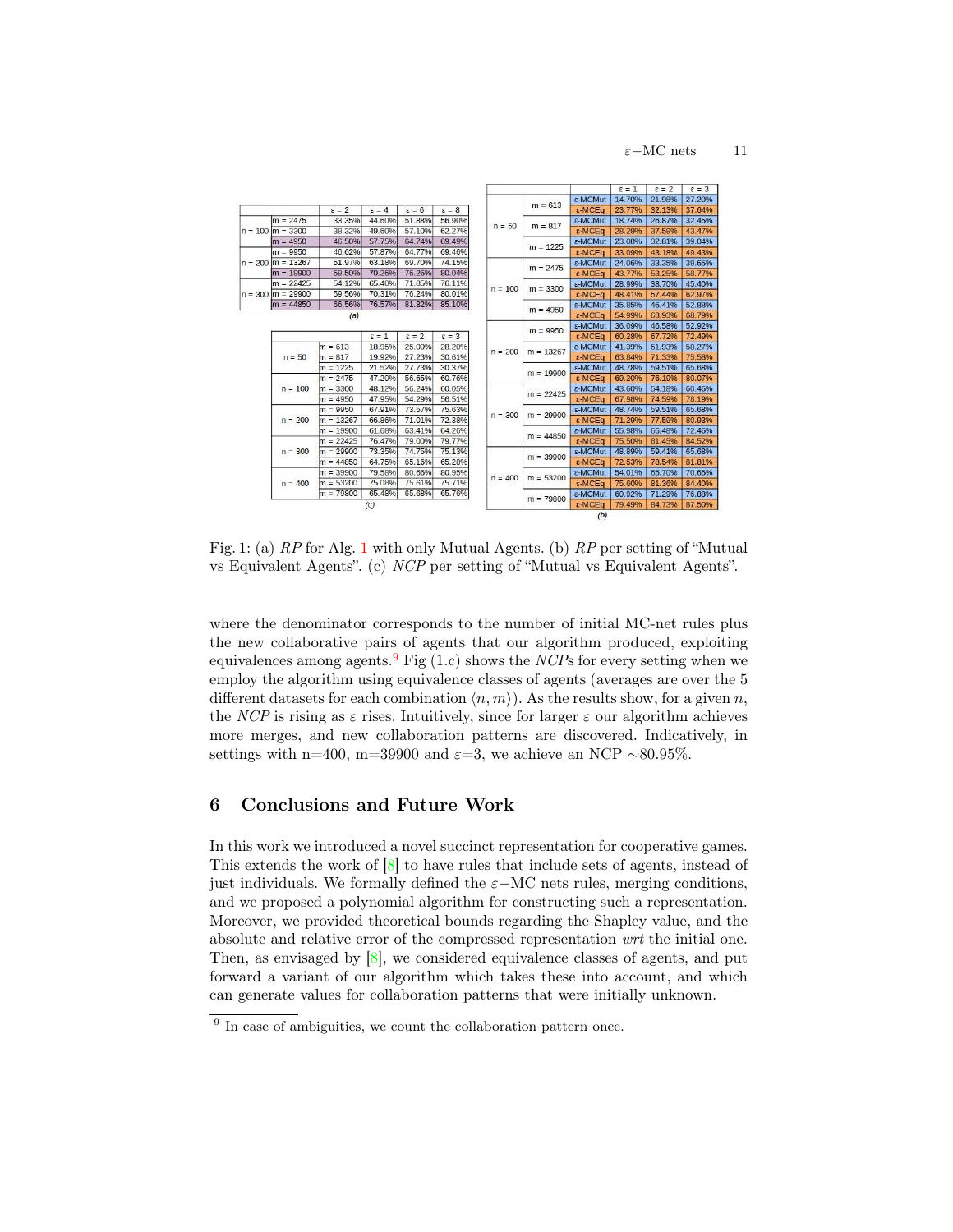|  |  | ε = 2 | ε = 4 | ε = 6 | ε = 8 |
|---|---|---|---|---|---|
| n = 100 | m = 2475 | 33.35% | 44.60% | 51.88% | 56.90% |
|  | m = 3300 | 38.32% | 49.60% | 57.10% | 62.27% |
|  | m = 4950 | 46.50% | 57.75% | 64.74% | 69.49% |
| n = 200 | m = 9950 | 46.62% | 57.87% | 64.77% | 69.46% |
|  | m = 13267 | 51.97% | 63.18% | 69.70% | 74.15% |
|  | m = 19900 | 59.50% | 70.26% | 76.26% | 80.04% |
| n = 300 | m = 22425 | 54.12% | 65.40% | 71.85% | 76.11% |
|  | m = 29900 | 59.56% | 70.31% | 76.24% | 80.01% |
|  | m = 44850 | 66.56% | 76.57% | 81.82% | 85.10% |

(a)

|  |  | ε = 1 | ε = 2 | ε = 3 |
|---|---|---|---|---|
| n = 50 | m = 613 | 18.95% | 25.00% | 28.20% |
|  | m = 817 | 19.92% | 27.23% | 30.61% |
|  | m = 1225 | 21.52% | 27.73% | 30.37% |
| n = 100 | m = 2475 | 47.20% | 56.65% | 60.76% |
|  | m = 3300 | 48.12% | 56.24% | 60.05% |
|  | m = 4950 | 47.95% | 54.29% | 56.51% |
| n = 200 | m = 9950 | 67.91% | 73.57% | 75.63% |
|  | m = 13267 | 66.86% | 71.01% | 72.38% |
|  | m = 19900 | 61.68% | 63.41% | 64.26% |
| n = 300 | m = 22425 | 76.47% | 79.00% | 79.77% |
|  | m = 29900 | 73.35% | 74.75% | 75.13% |
|  | m = 44850 | 64.75% | 65.16% | 65.28% |
| n = 400 | m = 39900 | 79.58% | 80.66% | 80.95% |
|  | m = 53200 | 75.08% | 75.61% | 75.71% |
|  | m = 79800 | 65.48% | 65.68% | 65.76% |

(c)

|  |  |  | ε = 1 | ε = 2 | ε = 3 |
|---|---|---|---|---|---|
| n = 50 | m = 613 | ε-MCMut | 14.70% | 21.98% | 27.20% |
|  |  | ε-MCEq | 23.77% | 32.13% | 37.64% |
|  | m = 817 | ε-MCMut | 18.74% | 26.87% | 32.45% |
|  |  | ε-MCEq | 28.29% | 37.59% | 43.47% |
|  | m = 1225 | ε-MCMut | 23.08% | 32.81% | 39.04% |
|  |  | ε-MCEq | 33.09% | 43.18% | 49.43% |
| n = 100 | m = 2475 | ε-MCMut | 24.06% | 33.35% | 39.65% |
|  |  | ε-MCEq | 43.77% | 53.25% | 58.77% |
|  | m = 3300 | ε-MCMut | 28.99% | 38.70% | 45.40% |
|  |  | ε-MCEq | 48.41% | 57.44% | 62.97% |
|  | m = 4950 | ε-MCMut | 35.85% | 46.41% | 52.88% |
|  |  | ε-MCEq | 54.99% | 63.93% | 68.79% |
| n = 200 | m = 9950 | ε-MCMut | 36.09% | 46.58% | 52.92% |
|  |  | ε-MCEq | 60.28% | 67.72% | 72.49% |
|  | m = 13267 | ε-MCMut | 41.39% | 51.93% | 58.27% |
|  |  | ε-MCEq | 63.84% | 71.33% | 75.58% |
|  | m = 19900 | ε-MCMut | 48.78% | 59.51% | 65.68% |
|  |  | ε-MCEq | 69.20% | 76.19% | 80.07% |
| n = 300 | m = 22425 | ε-MCMut | 43.60% | 54.18% | 60.46% |
|  |  | ε-MCEq | 67.98% | 74.59% | 78.19% |
|  | m = 29900 | ε-MCMut | 48.74% | 59.51% | 65.68% |
|  |  | ε-MCEq | 71.29% | 77.59% | 80.93% |
|  | m = 44850 | ε-MCMut | 55.98% | 66.48% | 72.46% |
|  |  | ε-MCEq | 75.50% | 81.45% | 84.52% |
| n = 400 | m = 39900 | ε-MCMut | 48.89% | 59.41% | 65.68% |
|  |  | ε-MCEq | 72.53% | 78.54% | 81.81% |
|  | m = 53200 | ε-MCMut | 54.01% | 65.70% | 70.65% |
|  |  | ε-MCEq | 75.60% | 81.36% | 84.40% |
|  | m = 79800 | ε-MCMut | 60.92% | 71.29% | 76.88% |
|  |  | ε-MCEq | 79.49% | 84.73% | 87.50% |

(b)

Fig. 1: (a) *RP* for Alg. 1 with only Mutual Agents. (b) *RP* per setting of "Mutual vs Equivalent Agents". (c) *NCP* per setting of "Mutual vs Equivalent Agents".

where the denominator corresponds to the number of initial MC-net rules plus the new collaborative pairs of agents that our algorithm produced, exploiting equivalences among agents.[9] Fig (1.c) shows the *NCP*s for every setting when we employ the algorithm using equivalence classes of agents (averages are over the 5 different datasets for each combination $\langle n, m \rangle$). As the results show, for a given $n$, the *NCP* is rising as $\varepsilon$ rises. Intuitively, since for larger $\varepsilon$ our algorithm achieves more merges, and new collaboration patterns are discovered. Indicatively, in settings with n=400, m=39900 and $\varepsilon$=3, we achieve an NCP ∼80.95%.

## 6 Conclusions and Future Work

In this work we introduced a novel succinct representation for cooperative games. This extends the work of [8] to have rules that include sets of agents, instead of just individuals. We formally defined the $\varepsilon-$MC nets rules, merging conditions, and we proposed a polynomial algorithm for constructing such a representation. Moreover, we provided theoretical bounds regarding the Shapley value, and the absolute and relative error of the compressed representation *wrt* the initial one. Then, as envisaged by [8], we considered equivalence classes of agents, and put forward a variant of our algorithm which takes these into account, and which can generate values for collaboration patterns that were initially unknown.

[9] In case of ambiguities, we count the collaboration pattern once.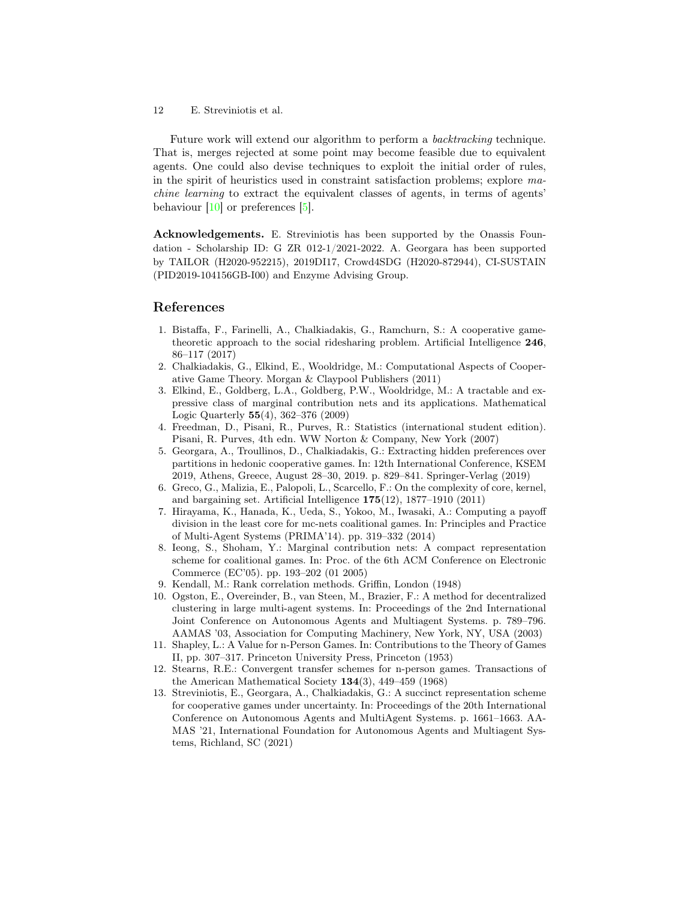Future work will extend our algorithm to perform a *backtracking* technique. That is, merges rejected at some point may become feasible due to equivalent agents. One could also devise techniques to exploit the initial order of rules, in the spirit of heuristics used in constraint satisfaction problems; explore *machine learning* to extract the equivalent classes of agents, in terms of agents' behaviour [10] or preferences [5].

**Acknowledgements.** E. Streviniotis has been supported by the Onassis Foundation - Scholarship ID: G ZR 012-1/2021-2022. A. Georgara has been supported by TAILOR (H2020-952215), 2019DI17, Crowd4SDG (H2020-872944), CI-SUSTAIN (PID2019-104156GB-I00) and Enzyme Advising Group.

## References

1. Bistaffa, F., Farinelli, A., Chalkiadakis, G., Ramchurn, S.: A cooperative game-theoretic approach to the social ridesharing problem. Artificial Intelligence **246**, 86–117 (2017)
2. Chalkiadakis, G., Elkind, E., Wooldridge, M.: Computational Aspects of Cooperative Game Theory. Morgan & Claypool Publishers (2011)
3. Elkind, E., Goldberg, L.A., Goldberg, P.W., Wooldridge, M.: A tractable and expressive class of marginal contribution nets and its applications. Mathematical Logic Quarterly **55**(4), 362–376 (2009)
4. Freedman, D., Pisani, R., Purves, R.: Statistics (international student edition). Pisani, R. Purves, 4th edn. WW Norton & Company, New York (2007)
5. Georgara, A., Troullinos, D., Chalkiadakis, G.: Extracting hidden preferences over partitions in hedonic cooperative games. In: 12th International Conference, KSEM 2019, Athens, Greece, August 28–30, 2019. p. 829–841. Springer-Verlag (2019)
6. Greco, G., Malizia, E., Palopoli, L., Scarcello, F.: On the complexity of core, kernel, and bargaining set. Artificial Intelligence **175**(12), 1877–1910 (2011)
7. Hirayama, K., Hanada, K., Ueda, S., Yokoo, M., Iwasaki, A.: Computing a payoff division in the least core for mc-nets coalitional games. In: Principles and Practice of Multi-Agent Systems (PRIMA'14). pp. 319–332 (2014)
8. Ieong, S., Shoham, Y.: Marginal contribution nets: A compact representation scheme for coalitional games. In: Proc. of the 6th ACM Conference on Electronic Commerce (EC'05). pp. 193–202 (01 2005)
9. Kendall, M.: Rank correlation methods. Griffin, London (1948)
10. Ogston, E., Overeinder, B., van Steen, M., Brazier, F.: A method for decentralized clustering in large multi-agent systems. In: Proceedings of the 2nd International Joint Conference on Autonomous Agents and Multiagent Systems. p. 789–796. AAMAS '03, Association for Computing Machinery, New York, NY, USA (2003)
11. Shapley, L.: A Value for n-Person Games. In: Contributions to the Theory of Games II, pp. 307–317. Princeton University Press, Princeton (1953)
12. Stearns, R.E.: Convergent transfer schemes for n-person games. Transactions of the American Mathematical Society **134**(3), 449–459 (1968)
13. Streviniotis, E., Georgara, A., Chalkiadakis, G.: A succinct representation scheme for cooperative games under uncertainty. In: Proceedings of the 20th International Conference on Autonomous Agents and MultiAgent Systems. p. 1661–1663. AAMAS '21, International Foundation for Autonomous Agents and Multiagent Systems, Richland, SC (2021)